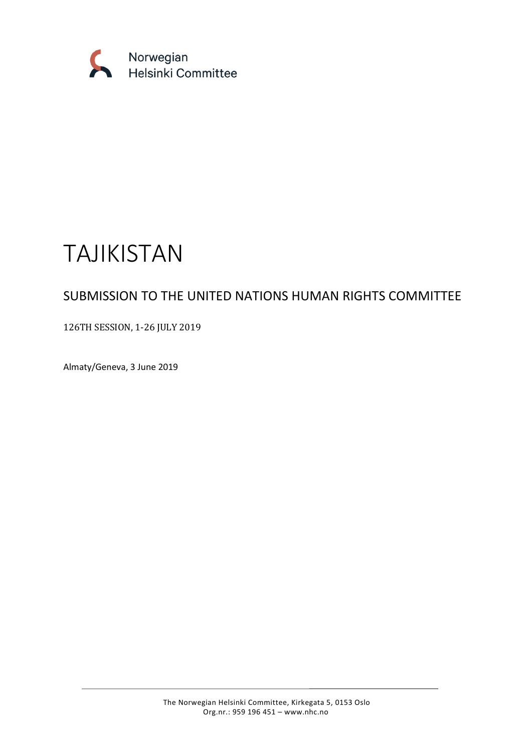Norwegian Helsinki Committee

# TAJIKISTAN

## SUBMISSION TO THE UNITED NATIONS HUMAN RIGHTS COMMITTEE

126TH SESSION, 1-26 JULY 2019

Almaty/Geneva, 3 June 2019

The Norwegian Helsinki Committee, Kirkegata 5, 0153 Oslo
Org.nr.: 959 196 451 – www.nhc.no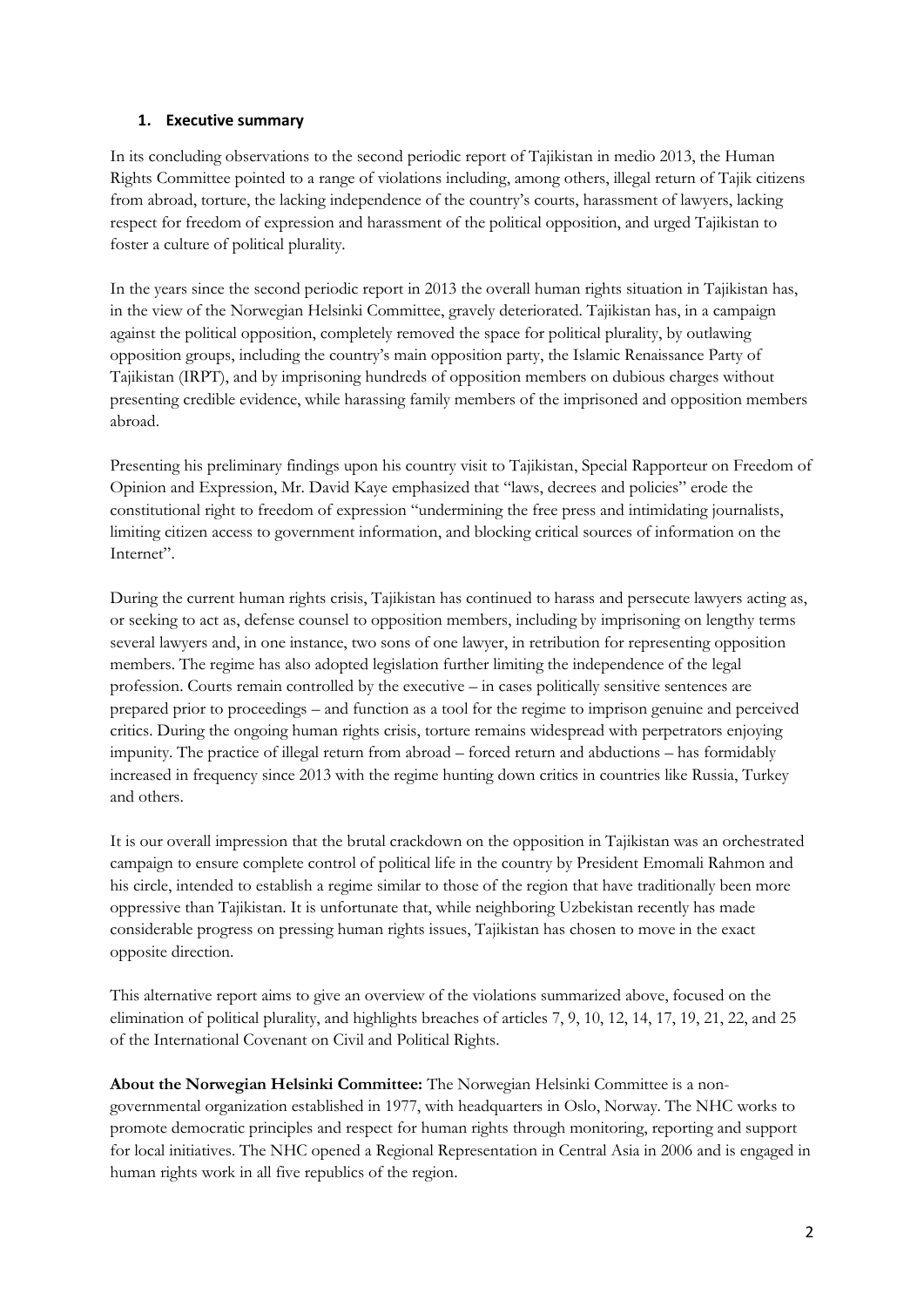## 1. Executive summary

In its concluding observations to the second periodic report of Tajikistan in medio 2013, the Human Rights Committee pointed to a range of violations including, among others, illegal return of Tajik citizens from abroad, torture, the lacking independence of the country's courts, harassment of lawyers, lacking respect for freedom of expression and harassment of the political opposition, and urged Tajikistan to foster a culture of political plurality.

In the years since the second periodic report in 2013 the overall human rights situation in Tajikistan has, in the view of the Norwegian Helsinki Committee, gravely deteriorated. Tajikistan has, in a campaign against the political opposition, completely removed the space for political plurality, by outlawing opposition groups, including the country's main opposition party, the Islamic Renaissance Party of Tajikistan (IRPT), and by imprisoning hundreds of opposition members on dubious charges without presenting credible evidence, while harassing family members of the imprisoned and opposition members abroad.

Presenting his preliminary findings upon his country visit to Tajikistan, Special Rapporteur on Freedom of Opinion and Expression, Mr. David Kaye emphasized that "laws, decrees and policies" erode the constitutional right to freedom of expression "undermining the free press and intimidating journalists, limiting citizen access to government information, and blocking critical sources of information on the Internet".

During the current human rights crisis, Tajikistan has continued to harass and persecute lawyers acting as, or seeking to act as, defense counsel to opposition members, including by imprisoning on lengthy terms several lawyers and, in one instance, two sons of one lawyer, in retribution for representing opposition members. The regime has also adopted legislation further limiting the independence of the legal profession. Courts remain controlled by the executive – in cases politically sensitive sentences are prepared prior to proceedings – and function as a tool for the regime to imprison genuine and perceived critics. During the ongoing human rights crisis, torture remains widespread with perpetrators enjoying impunity. The practice of illegal return from abroad – forced return and abductions – has formidably increased in frequency since 2013 with the regime hunting down critics in countries like Russia, Turkey and others.

It is our overall impression that the brutal crackdown on the opposition in Tajikistan was an orchestrated campaign to ensure complete control of political life in the country by President Emomali Rahmon and his circle, intended to establish a regime similar to those of the region that have traditionally been more oppressive than Tajikistan. It is unfortunate that, while neighboring Uzbekistan recently has made considerable progress on pressing human rights issues, Tajikistan has chosen to move in the exact opposite direction.

This alternative report aims to give an overview of the violations summarized above, focused on the elimination of political plurality, and highlights breaches of articles 7, 9, 10, 12, 14, 17, 19, 21, 22, and 25 of the International Covenant on Civil and Political Rights.

**About the Norwegian Helsinki Committee:** The Norwegian Helsinki Committee is a non-governmental organization established in 1977, with headquarters in Oslo, Norway. The NHC works to promote democratic principles and respect for human rights through monitoring, reporting and support for local initiatives. The NHC opened a Regional Representation in Central Asia in 2006 and is engaged in human rights work in all five republics of the region.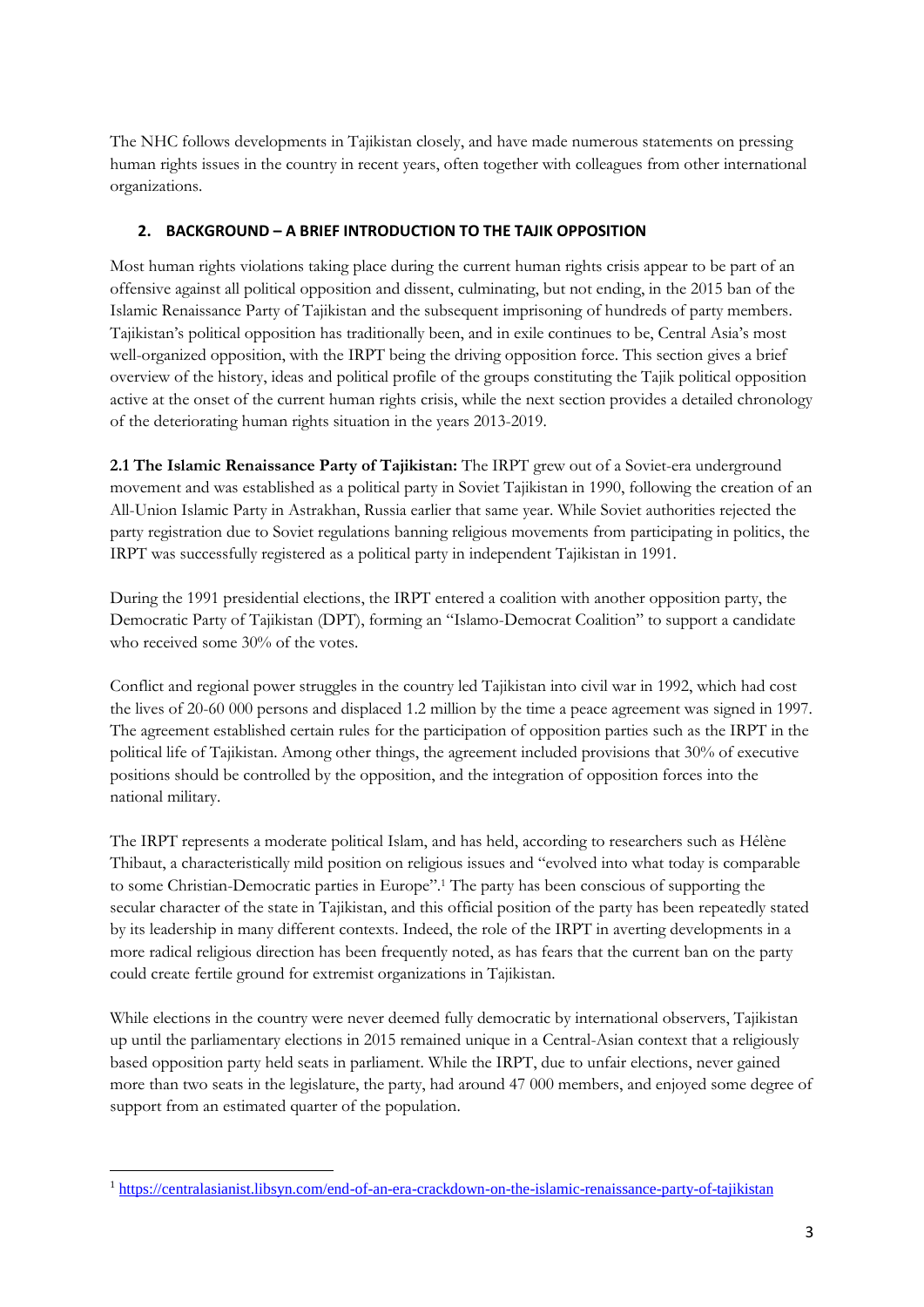The NHC follows developments in Tajikistan closely, and have made numerous statements on pressing human rights issues in the country in recent years, often together with colleagues from other international organizations.

## 2. BACKGROUND – A BRIEF INTRODUCTION TO THE TAJIK OPPOSITION

Most human rights violations taking place during the current human rights crisis appear to be part of an offensive against all political opposition and dissent, culminating, but not ending, in the 2015 ban of the Islamic Renaissance Party of Tajikistan and the subsequent imprisoning of hundreds of party members. Tajikistan's political opposition has traditionally been, and in exile continues to be, Central Asia's most well-organized opposition, with the IRPT being the driving opposition force. This section gives a brief overview of the history, ideas and political profile of the groups constituting the Tajik political opposition active at the onset of the current human rights crisis, while the next section provides a detailed chronology of the deteriorating human rights situation in the years 2013-2019.

**2.1 The Islamic Renaissance Party of Tajikistan:** The IRPT grew out of a Soviet-era underground movement and was established as a political party in Soviet Tajikistan in 1990, following the creation of an All-Union Islamic Party in Astrakhan, Russia earlier that same year. While Soviet authorities rejected the party registration due to Soviet regulations banning religious movements from participating in politics, the IRPT was successfully registered as a political party in independent Tajikistan in 1991.

During the 1991 presidential elections, the IRPT entered a coalition with another opposition party, the Democratic Party of Tajikistan (DPT), forming an "Islamo-Democrat Coalition" to support a candidate who received some 30% of the votes.

Conflict and regional power struggles in the country led Tajikistan into civil war in 1992, which had cost the lives of 20-60 000 persons and displaced 1.2 million by the time a peace agreement was signed in 1997. The agreement established certain rules for the participation of opposition parties such as the IRPT in the political life of Tajikistan. Among other things, the agreement included provisions that 30% of executive positions should be controlled by the opposition, and the integration of opposition forces into the national military.

The IRPT represents a moderate political Islam, and has held, according to researchers such as Hélène Thibaut, a characteristically mild position on religious issues and "evolved into what today is comparable to some Christian-Democratic parties in Europe".[1] The party has been conscious of supporting the secular character of the state in Tajikistan, and this official position of the party has been repeatedly stated by its leadership in many different contexts. Indeed, the role of the IRPT in averting developments in a more radical religious direction has been frequently noted, as has fears that the current ban on the party could create fertile ground for extremist organizations in Tajikistan.

While elections in the country were never deemed fully democratic by international observers, Tajikistan up until the parliamentary elections in 2015 remained unique in a Central-Asian context that a religiously based opposition party held seats in parliament. While the IRPT, due to unfair elections, never gained more than two seats in the legislature, the party, had around 47 000 members, and enjoyed some degree of support from an estimated quarter of the population.

---

[1] https://centralasianist.libsyn.com/end-of-an-era-crackdown-on-the-islamic-renaissance-party-of-tajikistan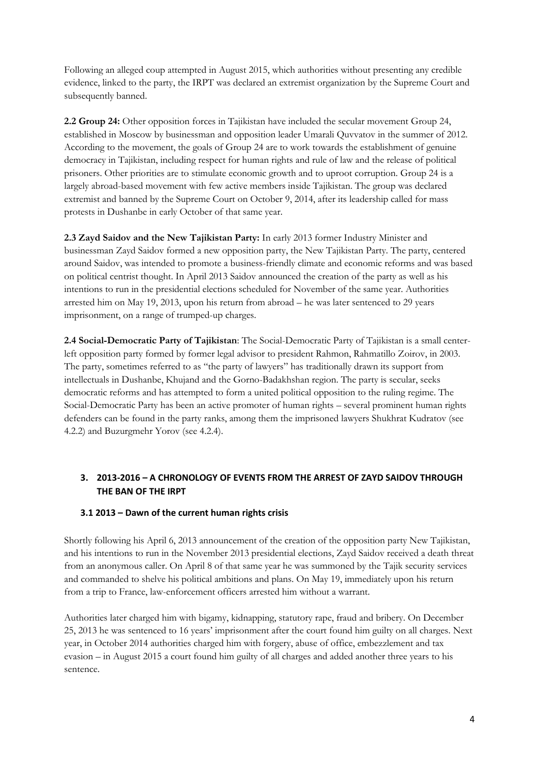Following an alleged coup attempted in August 2015, which authorities without presenting any credible evidence, linked to the party, the IRPT was declared an extremist organization by the Supreme Court and subsequently banned.

**2.2 Group 24:** Other opposition forces in Tajikistan have included the secular movement Group 24, established in Moscow by businessman and opposition leader Umarali Quvvatov in the summer of 2012. According to the movement, the goals of Group 24 are to work towards the establishment of genuine democracy in Tajikistan, including respect for human rights and rule of law and the release of political prisoners. Other priorities are to stimulate economic growth and to uproot corruption. Group 24 is a largely abroad-based movement with few active members inside Tajikistan. The group was declared extremist and banned by the Supreme Court on October 9, 2014, after its leadership called for mass protests in Dushanbe in early October of that same year.

**2.3 Zayd Saidov and the New Tajikistan Party:** In early 2013 former Industry Minister and businessman Zayd Saidov formed a new opposition party, the New Tajikistan Party. The party, centered around Saidov, was intended to promote a business-friendly climate and economic reforms and was based on political centrist thought. In April 2013 Saidov announced the creation of the party as well as his intentions to run in the presidential elections scheduled for November of the same year. Authorities arrested him on May 19, 2013, upon his return from abroad – he was later sentenced to 29 years imprisonment, on a range of trumped-up charges.

**2.4 Social-Democratic Party of Tajikistan**: The Social-Democratic Party of Tajikistan is a small center-left opposition party formed by former legal advisor to president Rahmon, Rahmatillo Zoirov, in 2003. The party, sometimes referred to as "the party of lawyers" has traditionally drawn its support from intellectuals in Dushanbe, Khujand and the Gorno-Badakhshan region. The party is secular, seeks democratic reforms and has attempted to form a united political opposition to the ruling regime. The Social-Democratic Party has been an active promoter of human rights – several prominent human rights defenders can be found in the party ranks, among them the imprisoned lawyers Shukhrat Kudratov (see 4.2.2) and Buzurgmehr Yorov (see 4.2.4).

## 3. 2013-2016 – A CHRONOLOGY OF EVENTS FROM THE ARREST OF ZAYD SAIDOV THROUGH THE BAN OF THE IRPT

### 3.1 2013 – Dawn of the current human rights crisis

Shortly following his April 6, 2013 announcement of the creation of the opposition party New Tajikistan, and his intentions to run in the November 2013 presidential elections, Zayd Saidov received a death threat from an anonymous caller. On April 8 of that same year he was summoned by the Tajik security services and commanded to shelve his political ambitions and plans. On May 19, immediately upon his return from a trip to France, law-enforcement officers arrested him without a warrant.

Authorities later charged him with bigamy, kidnapping, statutory rape, fraud and bribery. On December 25, 2013 he was sentenced to 16 years' imprisonment after the court found him guilty on all charges. Next year, in October 2014 authorities charged him with forgery, abuse of office, embezzlement and tax evasion – in August 2015 a court found him guilty of all charges and added another three years to his sentence.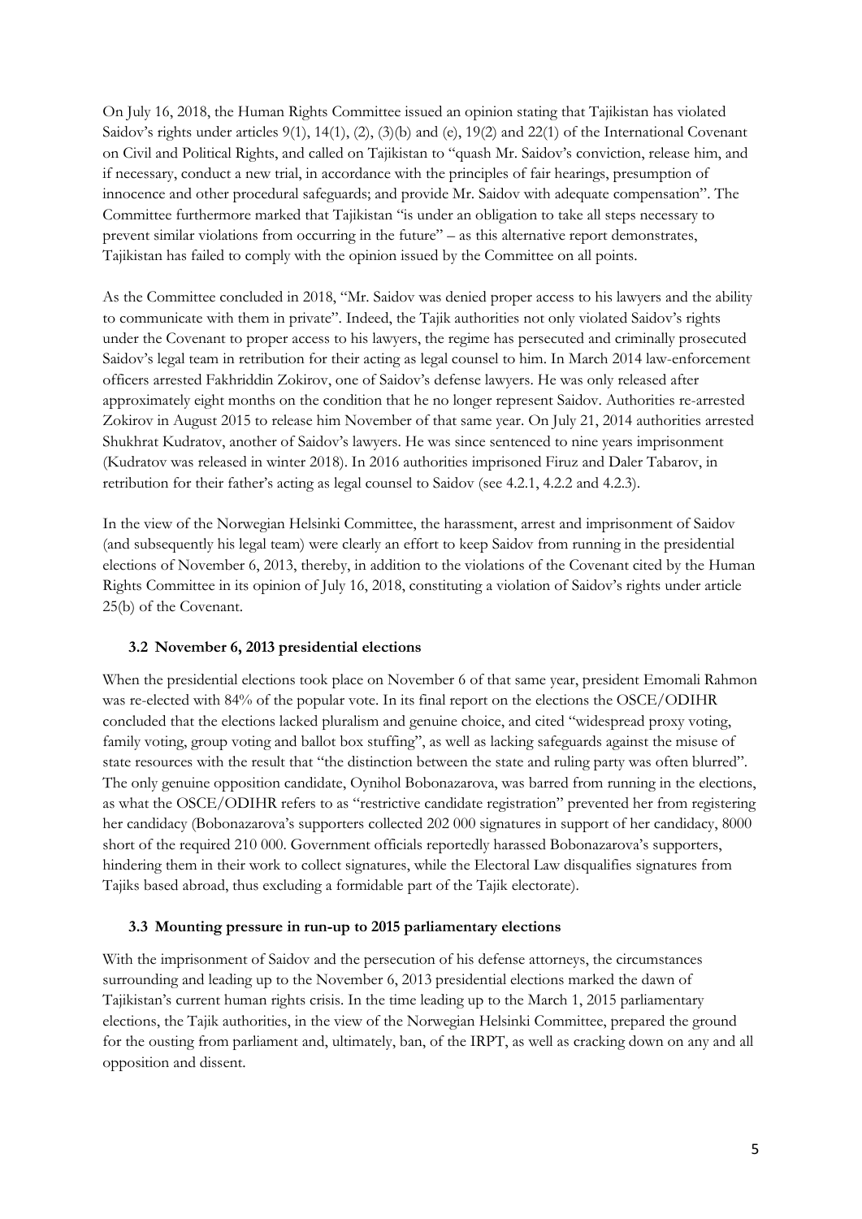On July 16, 2018, the Human Rights Committee issued an opinion stating that Tajikistan has violated Saidov's rights under articles 9(1), 14(1), (2), (3)(b) and (e), 19(2) and 22(1) of the International Covenant on Civil and Political Rights, and called on Tajikistan to "quash Mr. Saidov's conviction, release him, and if necessary, conduct a new trial, in accordance with the principles of fair hearings, presumption of innocence and other procedural safeguards; and provide Mr. Saidov with adequate compensation". The Committee furthermore marked that Tajikistan "is under an obligation to take all steps necessary to prevent similar violations from occurring in the future" – as this alternative report demonstrates, Tajikistan has failed to comply with the opinion issued by the Committee on all points.

As the Committee concluded in 2018, "Mr. Saidov was denied proper access to his lawyers and the ability to communicate with them in private". Indeed, the Tajik authorities not only violated Saidov's rights under the Covenant to proper access to his lawyers, the regime has persecuted and criminally prosecuted Saidov's legal team in retribution for their acting as legal counsel to him. In March 2014 law-enforcement officers arrested Fakhriddin Zokirov, one of Saidov's defense lawyers. He was only released after approximately eight months on the condition that he no longer represent Saidov. Authorities re-arrested Zokirov in August 2015 to release him November of that same year. On July 21, 2014 authorities arrested Shukhrat Kudratov, another of Saidov's lawyers. He was since sentenced to nine years imprisonment (Kudratov was released in winter 2018). In 2016 authorities imprisoned Firuz and Daler Tabarov, in retribution for their father's acting as legal counsel to Saidov (see 4.2.1, 4.2.2 and 4.2.3).

In the view of the Norwegian Helsinki Committee, the harassment, arrest and imprisonment of Saidov (and subsequently his legal team) were clearly an effort to keep Saidov from running in the presidential elections of November 6, 2013, thereby, in addition to the violations of the Covenant cited by the Human Rights Committee in its opinion of July 16, 2018, constituting a violation of Saidov's rights under article 25(b) of the Covenant.

### 3.2 November 6, 2013 presidential elections

When the presidential elections took place on November 6 of that same year, president Emomali Rahmon was re-elected with 84% of the popular vote. In its final report on the elections the OSCE/ODIHR concluded that the elections lacked pluralism and genuine choice, and cited "widespread proxy voting, family voting, group voting and ballot box stuffing", as well as lacking safeguards against the misuse of state resources with the result that "the distinction between the state and ruling party was often blurred". The only genuine opposition candidate, Oynihol Bobonazarova, was barred from running in the elections, as what the OSCE/ODIHR refers to as "restrictive candidate registration" prevented her from registering her candidacy (Bobonazarova's supporters collected 202 000 signatures in support of her candidacy, 8000 short of the required 210 000. Government officials reportedly harassed Bobonazarova's supporters, hindering them in their work to collect signatures, while the Electoral Law disqualifies signatures from Tajiks based abroad, thus excluding a formidable part of the Tajik electorate).

### 3.3 Mounting pressure in run-up to 2015 parliamentary elections

With the imprisonment of Saidov and the persecution of his defense attorneys, the circumstances surrounding and leading up to the November 6, 2013 presidential elections marked the dawn of Tajikistan's current human rights crisis. In the time leading up to the March 1, 2015 parliamentary elections, the Tajik authorities, in the view of the Norwegian Helsinki Committee, prepared the ground for the ousting from parliament and, ultimately, ban, of the IRPT, as well as cracking down on any and all opposition and dissent.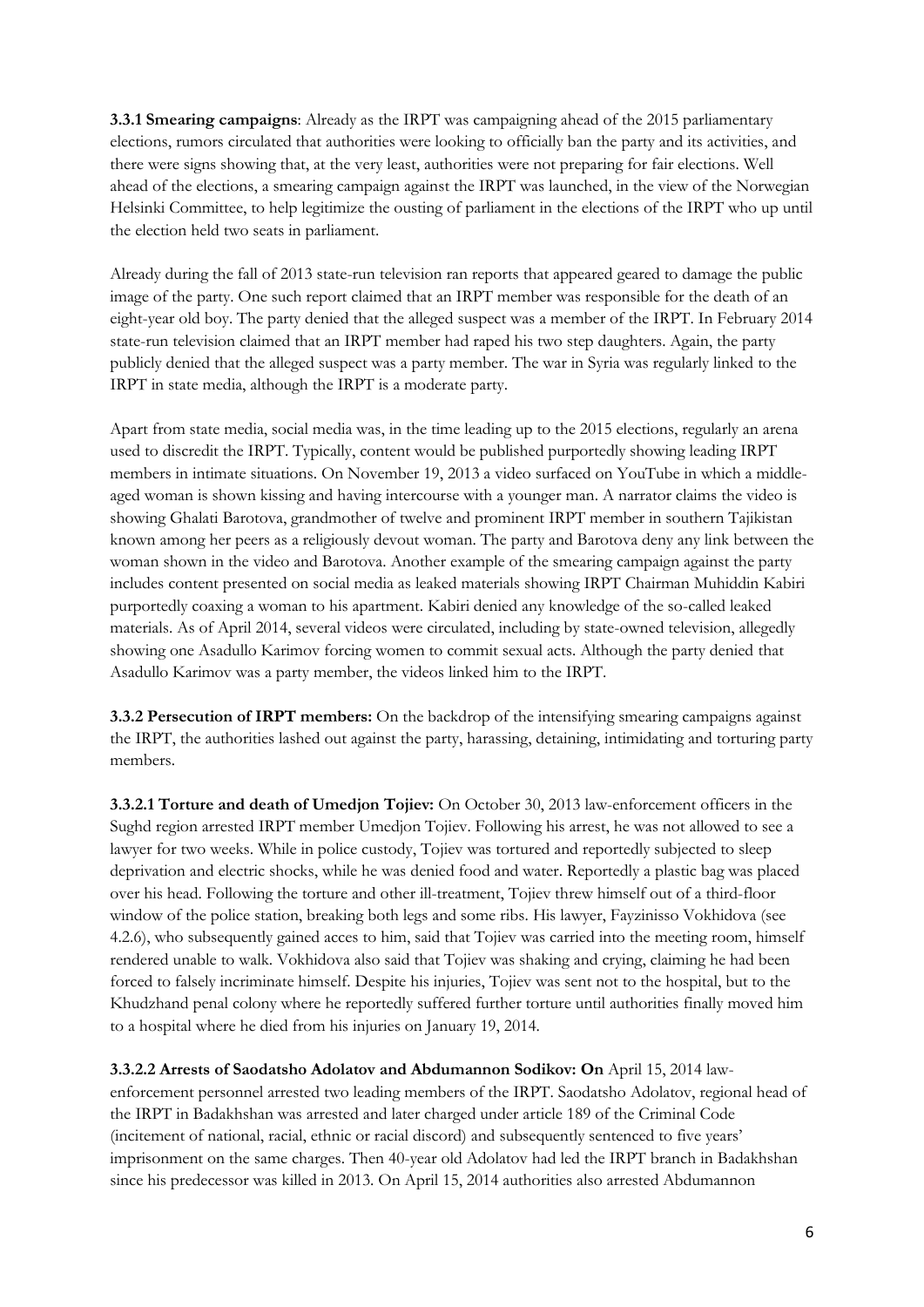**3.3.1 Smearing campaigns**: Already as the IRPT was campaigning ahead of the 2015 parliamentary elections, rumors circulated that authorities were looking to officially ban the party and its activities, and there were signs showing that, at the very least, authorities were not preparing for fair elections. Well ahead of the elections, a smearing campaign against the IRPT was launched, in the view of the Norwegian Helsinki Committee, to help legitimize the ousting of parliament in the elections of the IRPT who up until the election held two seats in parliament.

Already during the fall of 2013 state-run television ran reports that appeared geared to damage the public image of the party. One such report claimed that an IRPT member was responsible for the death of an eight-year old boy. The party denied that the alleged suspect was a member of the IRPT. In February 2014 state-run television claimed that an IRPT member had raped his two step daughters. Again, the party publicly denied that the alleged suspect was a party member. The war in Syria was regularly linked to the IRPT in state media, although the IRPT is a moderate party.

Apart from state media, social media was, in the time leading up to the 2015 elections, regularly an arena used to discredit the IRPT. Typically, content would be published purportedly showing leading IRPT members in intimate situations. On November 19, 2013 a video surfaced on YouTube in which a middle-aged woman is shown kissing and having intercourse with a younger man. A narrator claims the video is showing Ghalati Barotova, grandmother of twelve and prominent IRPT member in southern Tajikistan known among her peers as a religiously devout woman. The party and Barotova deny any link between the woman shown in the video and Barotova. Another example of the smearing campaign against the party includes content presented on social media as leaked materials showing IRPT Chairman Muhiddin Kabiri purportedly coaxing a woman to his apartment. Kabiri denied any knowledge of the so-called leaked materials. As of April 2014, several videos were circulated, including by state-owned television, allegedly showing one Asadullo Karimov forcing women to commit sexual acts. Although the party denied that Asadullo Karimov was a party member, the videos linked him to the IRPT.

**3.3.2 Persecution of IRPT members:** On the backdrop of the intensifying smearing campaigns against the IRPT, the authorities lashed out against the party, harassing, detaining, intimidating and torturing party members.

**3.3.2.1 Torture and death of Umedjon Tojiev:** On October 30, 2013 law-enforcement officers in the Sughd region arrested IRPT member Umedjon Tojiev. Following his arrest, he was not allowed to see a lawyer for two weeks. While in police custody, Tojiev was tortured and reportedly subjected to sleep deprivation and electric shocks, while he was denied food and water. Reportedly a plastic bag was placed over his head. Following the torture and other ill-treatment, Tojiev threw himself out of a third-floor window of the police station, breaking both legs and some ribs. His lawyer, Fayzinisso Vokhidova (see 4.2.6), who subsequently gained acces to him, said that Tojiev was carried into the meeting room, himself rendered unable to walk. Vokhidova also said that Tojiev was shaking and crying, claiming he had been forced to falsely incriminate himself. Despite his injuries, Tojiev was sent not to the hospital, but to the Khudzhand penal colony where he reportedly suffered further torture until authorities finally moved him to a hospital where he died from his injuries on January 19, 2014.

**3.3.2.2 Arrests of Saodatsho Adolatov and Abdumannon Sodikov: On** April 15, 2014 law-enforcement personnel arrested two leading members of the IRPT. Saodatsho Adolatov, regional head of the IRPT in Badakhshan was arrested and later charged under article 189 of the Criminal Code (incitement of national, racial, ethnic or racial discord) and subsequently sentenced to five years' imprisonment on the same charges. Then 40-year old Adolatov had led the IRPT branch in Badakhshan since his predecessor was killed in 2013. On April 15, 2014 authorities also arrested Abdumannon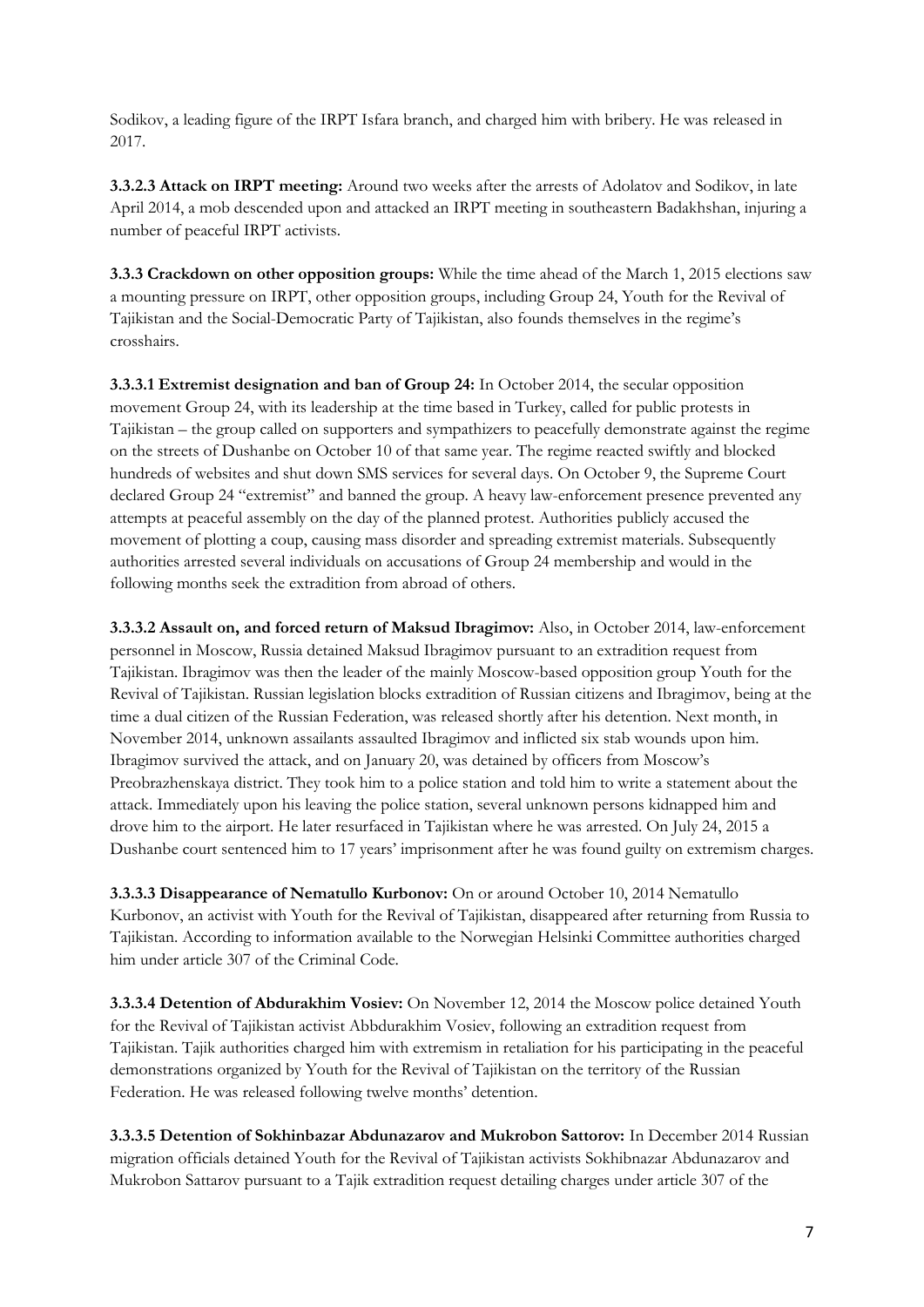Sodikov, a leading figure of the IRPT Isfara branch, and charged him with bribery. He was released in 2017.

**3.3.2.3 Attack on IRPT meeting:** Around two weeks after the arrests of Adolatov and Sodikov, in late April 2014, a mob descended upon and attacked an IRPT meeting in southeastern Badakhshan, injuring a number of peaceful IRPT activists.

**3.3.3 Crackdown on other opposition groups:** While the time ahead of the March 1, 2015 elections saw a mounting pressure on IRPT, other opposition groups, including Group 24, Youth for the Revival of Tajikistan and the Social-Democratic Party of Tajikistan, also founds themselves in the regime's crosshairs.

**3.3.3.1 Extremist designation and ban of Group 24:** In October 2014, the secular opposition movement Group 24, with its leadership at the time based in Turkey, called for public protests in Tajikistan – the group called on supporters and sympathizers to peacefully demonstrate against the regime on the streets of Dushanbe on October 10 of that same year. The regime reacted swiftly and blocked hundreds of websites and shut down SMS services for several days. On October 9, the Supreme Court declared Group 24 "extremist" and banned the group. A heavy law-enforcement presence prevented any attempts at peaceful assembly on the day of the planned protest. Authorities publicly accused the movement of plotting a coup, causing mass disorder and spreading extremist materials. Subsequently authorities arrested several individuals on accusations of Group 24 membership and would in the following months seek the extradition from abroad of others.

**3.3.3.2 Assault on, and forced return of Maksud Ibragimov:** Also, in October 2014, law-enforcement personnel in Moscow, Russia detained Maksud Ibragimov pursuant to an extradition request from Tajikistan. Ibragimov was then the leader of the mainly Moscow-based opposition group Youth for the Revival of Tajikistan. Russian legislation blocks extradition of Russian citizens and Ibragimov, being at the time a dual citizen of the Russian Federation, was released shortly after his detention. Next month, in November 2014, unknown assailants assaulted Ibragimov and inflicted six stab wounds upon him. Ibragimov survived the attack, and on January 20, was detained by officers from Moscow's Preobrazhenskaya district. They took him to a police station and told him to write a statement about the attack. Immediately upon his leaving the police station, several unknown persons kidnapped him and drove him to the airport. He later resurfaced in Tajikistan where he was arrested. On July 24, 2015 a Dushanbe court sentenced him to 17 years' imprisonment after he was found guilty on extremism charges.

**3.3.3.3 Disappearance of Nematullo Kurbonov:** On or around October 10, 2014 Nematullo Kurbonov, an activist with Youth for the Revival of Tajikistan, disappeared after returning from Russia to Tajikistan. According to information available to the Norwegian Helsinki Committee authorities charged him under article 307 of the Criminal Code.

**3.3.3.4 Detention of Abdurakhim Vosiev:** On November 12, 2014 the Moscow police detained Youth for the Revival of Tajikistan activist Abbdurakhim Vosiev, following an extradition request from Tajikistan. Tajik authorities charged him with extremism in retaliation for his participating in the peaceful demonstrations organized by Youth for the Revival of Tajikistan on the territory of the Russian Federation. He was released following twelve months' detention.

**3.3.3.5 Detention of Sokhinbazar Abdunazarov and Mukrobon Sattorov:** In December 2014 Russian migration officials detained Youth for the Revival of Tajikistan activists Sokhibnazar Abdunazarov and Mukrobon Sattarov pursuant to a Tajik extradition request detailing charges under article 307 of the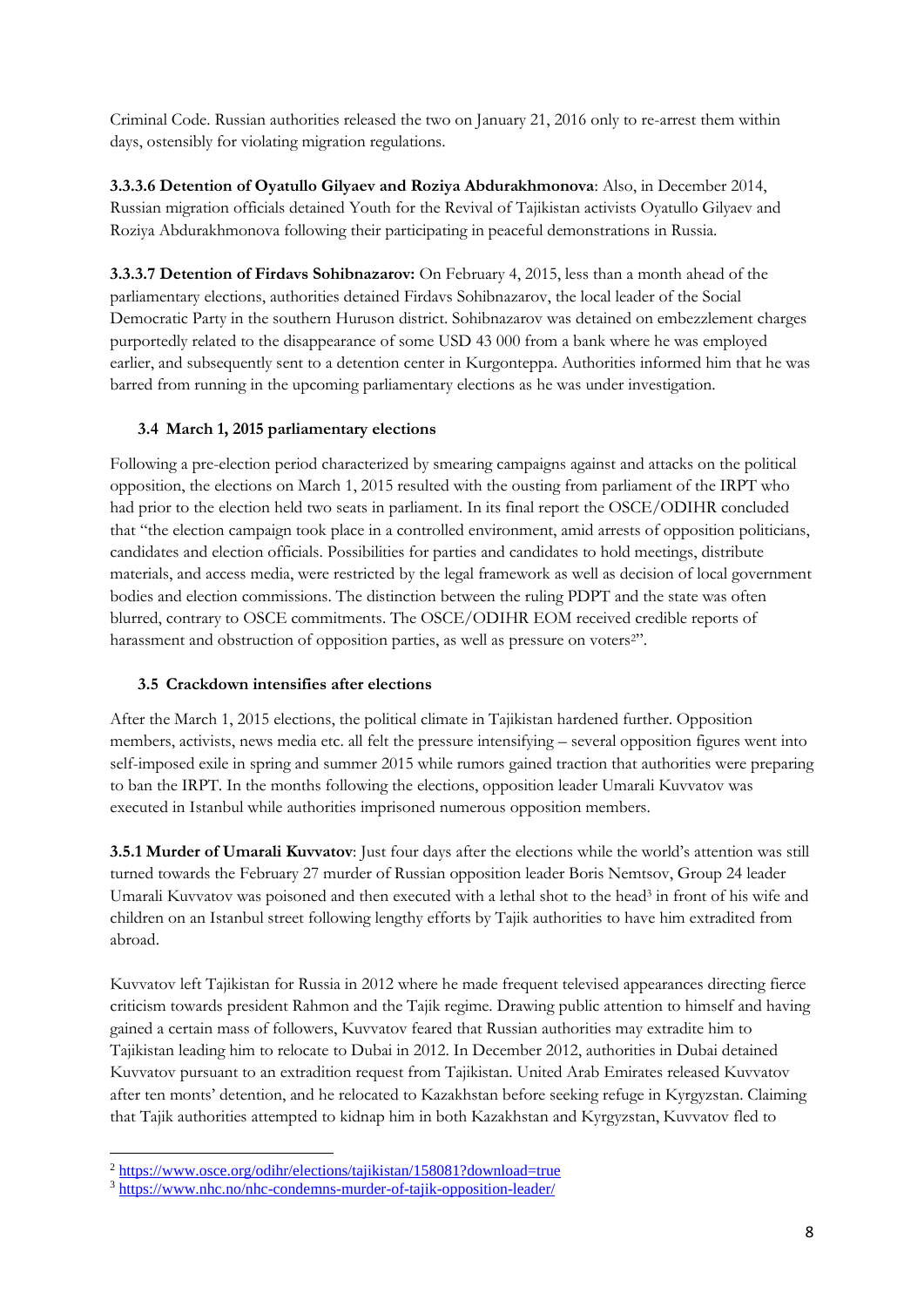Criminal Code. Russian authorities released the two on January 21, 2016 only to re-arrest them within days, ostensibly for violating migration regulations.

**3.3.3.6 Detention of Oyatullo Gilyaev and Roziya Abdurakhmonova**: Also, in December 2014, Russian migration officials detained Youth for the Revival of Tajikistan activists Oyatullo Gilyaev and Roziya Abdurakhmonova following their participating in peaceful demonstrations in Russia.

**3.3.3.7 Detention of Firdavs Sohibnazarov:** On February 4, 2015, less than a month ahead of the parliamentary elections, authorities detained Firdavs Sohibnazarov, the local leader of the Social Democratic Party in the southern Huruson district. Sohibnazarov was detained on embezzlement charges purportedly related to the disappearance of some USD 43 000 from a bank where he was employed earlier, and subsequently sent to a detention center in Kurgonteppa. Authorities informed him that he was barred from running in the upcoming parliamentary elections as he was under investigation.

### 3.4 March 1, 2015 parliamentary elections

Following a pre-election period characterized by smearing campaigns against and attacks on the political opposition, the elections on March 1, 2015 resulted with the ousting from parliament of the IRPT who had prior to the election held two seats in parliament. In its final report the OSCE/ODIHR concluded that "the election campaign took place in a controlled environment, amid arrests of opposition politicians, candidates and election officials. Possibilities for parties and candidates to hold meetings, distribute materials, and access media, were restricted by the legal framework as well as decision of local government bodies and election commissions. The distinction between the ruling PDPT and the state was often blurred, contrary to OSCE commitments. The OSCE/ODIHR EOM received credible reports of harassment and obstruction of opposition parties, as well as pressure on voters[2]".

### 3.5 Crackdown intensifies after elections

After the March 1, 2015 elections, the political climate in Tajikistan hardened further. Opposition members, activists, news media etc. all felt the pressure intensifying – several opposition figures went into self-imposed exile in spring and summer 2015 while rumors gained traction that authorities were preparing to ban the IRPT. In the months following the elections, opposition leader Umarali Kuvvatov was executed in Istanbul while authorities imprisoned numerous opposition members.

**3.5.1 Murder of Umarali Kuvvatov**: Just four days after the elections while the world's attention was still turned towards the February 27 murder of Russian opposition leader Boris Nemtsov, Group 24 leader Umarali Kuvvatov was poisoned and then executed with a lethal shot to the head[3] in front of his wife and children on an Istanbul street following lengthy efforts by Tajik authorities to have him extradited from abroad.

Kuvvatov left Tajikistan for Russia in 2012 where he made frequent televised appearances directing fierce criticism towards president Rahmon and the Tajik regime. Drawing public attention to himself and having gained a certain mass of followers, Kuvvatov feared that Russian authorities may extradite him to Tajikistan leading him to relocate to Dubai in 2012. In December 2012, authorities in Dubai detained Kuvvatov pursuant to an extradition request from Tajikistan. United Arab Emirates released Kuvvatov after ten monts' detention, and he relocated to Kazakhstan before seeking refuge in Kyrgyzstan. Claiming that Tajik authorities attempted to kidnap him in both Kazakhstan and Kyrgyzstan, Kuvvatov fled to

---

[2] https://www.osce.org/odihr/elections/tajikistan/158081?download=true

[3] https://www.nhc.no/nhc-condemns-murder-of-tajik-opposition-leader/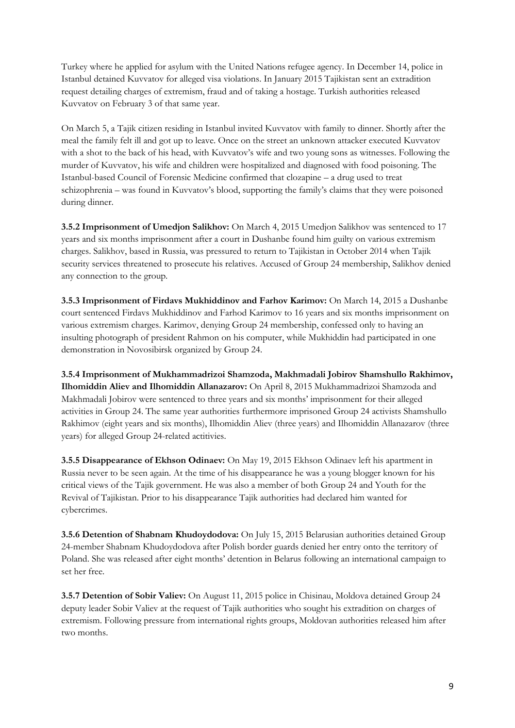Turkey where he applied for asylum with the United Nations refugee agency. In December 14, police in Istanbul detained Kuvvatov for alleged visa violations. In January 2015 Tajikistan sent an extradition request detailing charges of extremism, fraud and of taking a hostage. Turkish authorities released Kuvvatov on February 3 of that same year.

On March 5, a Tajik citizen residing in Istanbul invited Kuvvatov with family to dinner. Shortly after the meal the family felt ill and got up to leave. Once on the street an unknown attacker executed Kuvvatov with a shot to the back of his head, with Kuvvatov's wife and two young sons as witnesses. Following the murder of Kuvvatov, his wife and children were hospitalized and diagnosed with food poisoning. The Istanbul-based Council of Forensic Medicine confirmed that clozapine – a drug used to treat schizophrenia – was found in Kuvvatov's blood, supporting the family's claims that they were poisoned during dinner.

**3.5.2 Imprisonment of Umedjon Salikhov:** On March 4, 2015 Umedjon Salikhov was sentenced to 17 years and six months imprisonment after a court in Dushanbe found him guilty on various extremism charges. Salikhov, based in Russia, was pressured to return to Tajikistan in October 2014 when Tajik security services threatened to prosecute his relatives. Accused of Group 24 membership, Salikhov denied any connection to the group.

**3.5.3 Imprisonment of Firdavs Mukhiddinov and Farhov Karimov:** On March 14, 2015 a Dushanbe court sentenced Firdavs Mukhiddinov and Farhod Karimov to 16 years and six months imprisonment on various extremism charges. Karimov, denying Group 24 membership, confessed only to having an insulting photograph of president Rahmon on his computer, while Mukhiddin had participated in one demonstration in Novosibirsk organized by Group 24.

**3.5.4 Imprisonment of Mukhammadrizoi Shamzoda, Makhmadali Jobirov Shamshullo Rakhimov, Ilhomiddin Aliev and Ilhomiddin Allanazarov:** On April 8, 2015 Mukhammadrizoi Shamzoda and Makhmadali Jobirov were sentenced to three years and six months' imprisonment for their alleged activities in Group 24. The same year authorities furthermore imprisoned Group 24 activists Shamshullo Rakhimov (eight years and six months), Ilhomiddin Aliev (three years) and Ilhomiddin Allanazarov (three years) for alleged Group 24-related actitivies.

**3.5.5 Disappearance of Ekhson Odinaev:** On May 19, 2015 Ekhson Odinaev left his apartment in Russia never to be seen again. At the time of his disappearance he was a young blogger known for his critical views of the Tajik government. He was also a member of both Group 24 and Youth for the Revival of Tajikistan. Prior to his disappearance Tajik authorities had declared him wanted for cybercrimes.

**3.5.6 Detention of Shabnam Khudoydodova:** On July 15, 2015 Belarusian authorities detained Group 24-member Shabnam Khudoydodova after Polish border guards denied her entry onto the territory of Poland. She was released after eight months' detention in Belarus following an international campaign to set her free.

**3.5.7 Detention of Sobir Valiev:** On August 11, 2015 police in Chisinau, Moldova detained Group 24 deputy leader Sobir Valiev at the request of Tajik authorities who sought his extradition on charges of extremism. Following pressure from international rights groups, Moldovan authorities released him after two months.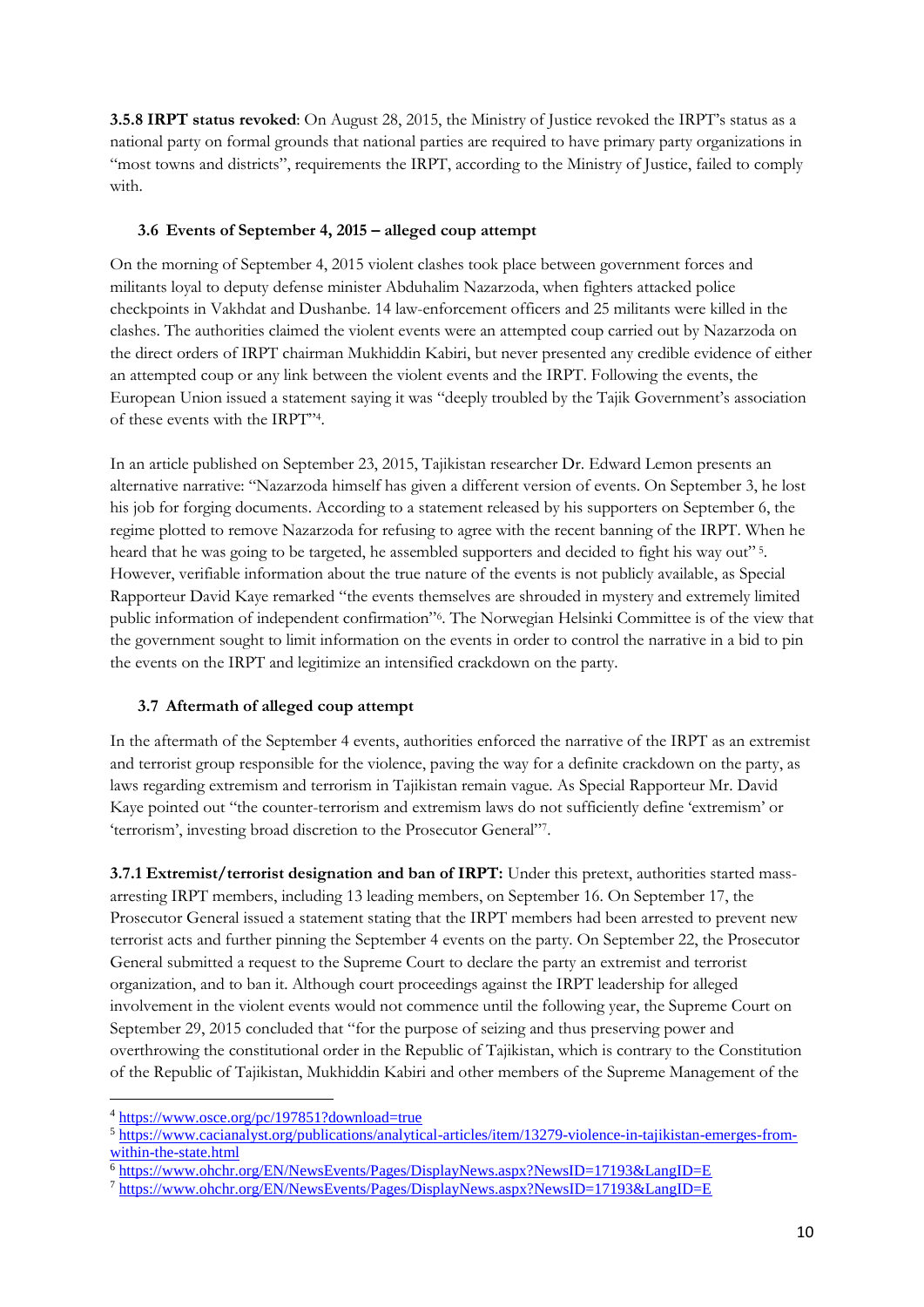**3.5.8 IRPT status revoked**: On August 28, 2015, the Ministry of Justice revoked the IRPT's status as a national party on formal grounds that national parties are required to have primary party organizations in "most towns and districts", requirements the IRPT, according to the Ministry of Justice, failed to comply with.

### 3.6 Events of September 4, 2015 – alleged coup attempt

On the morning of September 4, 2015 violent clashes took place between government forces and militants loyal to deputy defense minister Abduhalim Nazarzoda, when fighters attacked police checkpoints in Vakhdat and Dushanbe. 14 law-enforcement officers and 25 militants were killed in the clashes. The authorities claimed the violent events were an attempted coup carried out by Nazarzoda on the direct orders of IRPT chairman Mukhiddin Kabiri, but never presented any credible evidence of either an attempted coup or any link between the violent events and the IRPT. Following the events, the European Union issued a statement saying it was "deeply troubled by the Tajik Government's association of these events with the IRPT"[4].

In an article published on September 23, 2015, Tajikistan researcher Dr. Edward Lemon presents an alternative narrative: "Nazarzoda himself has given a different version of events. On September 3, he lost his job for forging documents. According to a statement released by his supporters on September 6, the regime plotted to remove Nazarzoda for refusing to agree with the recent banning of the IRPT. When he heard that he was going to be targeted, he assembled supporters and decided to fight his way out"[5]. However, verifiable information about the true nature of the events is not publicly available, as Special Rapporteur David Kaye remarked "the events themselves are shrouded in mystery and extremely limited public information of independent confirmation"[6]. The Norwegian Helsinki Committee is of the view that the government sought to limit information on the events in order to control the narrative in a bid to pin the events on the IRPT and legitimize an intensified crackdown on the party.

### 3.7 Aftermath of alleged coup attempt

In the aftermath of the September 4 events, authorities enforced the narrative of the IRPT as an extremist and terrorist group responsible for the violence, paving the way for a definite crackdown on the party, as laws regarding extremism and terrorism in Tajikistan remain vague. As Special Rapporteur Mr. David Kaye pointed out "the counter-terrorism and extremism laws do not sufficiently define 'extremism' or 'terrorism', investing broad discretion to the Prosecutor General"[7].

**3.7.1 Extremist/terrorist designation and ban of IRPT:** Under this pretext, authorities started mass-arresting IRPT members, including 13 leading members, on September 16. On September 17, the Prosecutor General issued a statement stating that the IRPT members had been arrested to prevent new terrorist acts and further pinning the September 4 events on the party. On September 22, the Prosecutor General submitted a request to the Supreme Court to declare the party an extremist and terrorist organization, and to ban it. Although court proceedings against the IRPT leadership for alleged involvement in the violent events would not commence until the following year, the Supreme Court on September 29, 2015 concluded that "for the purpose of seizing and thus preserving power and overthrowing the constitutional order in the Republic of Tajikistan, which is contrary to the Constitution of the Republic of Tajikistan, Mukhiddin Kabiri and other members of the Supreme Management of the

---

[4] https://www.osce.org/pc/197851?download=true

[5] https://www.cacianalyst.org/publications/analytical-articles/item/13279-violence-in-tajikistan-emerges-from-within-the-state.html

[6] https://www.ohchr.org/EN/NewsEvents/Pages/DisplayNews.aspx?NewsID=17193&LangID=E

[7] https://www.ohchr.org/EN/NewsEvents/Pages/DisplayNews.aspx?NewsID=17193&LangID=E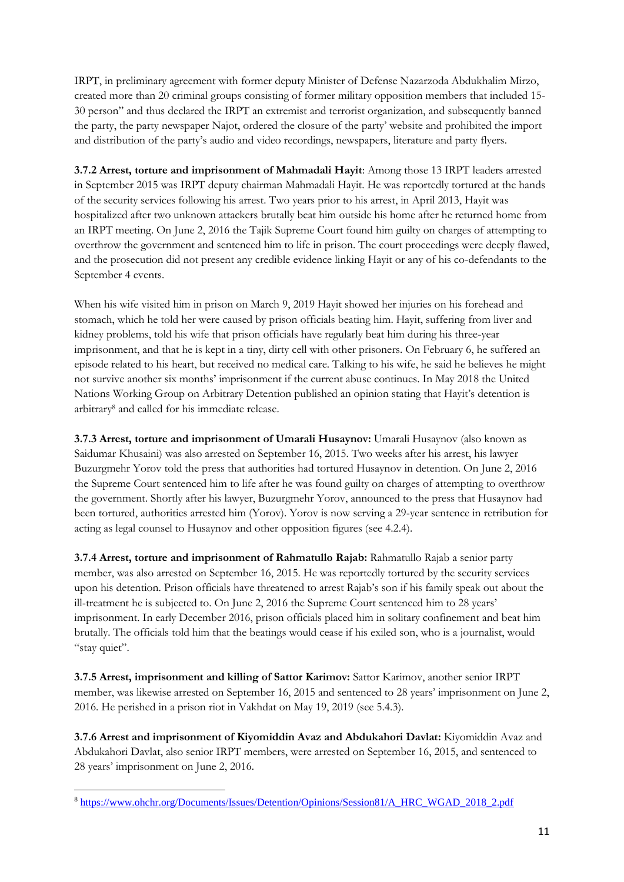IRPT, in preliminary agreement with former deputy Minister of Defense Nazarzoda Abdukhalim Mirzo, created more than 20 criminal groups consisting of former military opposition members that included 15-30 person" and thus declared the IRPT an extremist and terrorist organization, and subsequently banned the party, the party newspaper Najot, ordered the closure of the party' website and prohibited the import and distribution of the party's audio and video recordings, newspapers, literature and party flyers.

**3.7.2 Arrest, torture and imprisonment of Mahmadali Hayit**: Among those 13 IRPT leaders arrested in September 2015 was IRPT deputy chairman Mahmadali Hayit. He was reportedly tortured at the hands of the security services following his arrest. Two years prior to his arrest, in April 2013, Hayit was hospitalized after two unknown attackers brutally beat him outside his home after he returned home from an IRPT meeting. On June 2, 2016 the Tajik Supreme Court found him guilty on charges of attempting to overthrow the government and sentenced him to life in prison. The court proceedings were deeply flawed, and the prosecution did not present any credible evidence linking Hayit or any of his co-defendants to the September 4 events.

When his wife visited him in prison on March 9, 2019 Hayit showed her injuries on his forehead and stomach, which he told her were caused by prison officials beating him. Hayit, suffering from liver and kidney problems, told his wife that prison officials have regularly beat him during his three-year imprisonment, and that he is kept in a tiny, dirty cell with other prisoners. On February 6, he suffered an episode related to his heart, but received no medical care. Talking to his wife, he said he believes he might not survive another six months' imprisonment if the current abuse continues. In May 2018 the United Nations Working Group on Arbitrary Detention published an opinion stating that Hayit's detention is arbitrary[8] and called for his immediate release.

**3.7.3 Arrest, torture and imprisonment of Umarali Husaynov:** Umarali Husaynov (also known as Saidumar Khusaini) was also arrested on September 16, 2015. Two weeks after his arrest, his lawyer Buzurgmehr Yorov told the press that authorities had tortured Husaynov in detention. On June 2, 2016 the Supreme Court sentenced him to life after he was found guilty on charges of attempting to overthrow the government. Shortly after his lawyer, Buzurgmehr Yorov, announced to the press that Husaynov had been tortured, authorities arrested him (Yorov). Yorov is now serving a 29-year sentence in retribution for acting as legal counsel to Husaynov and other opposition figures (see 4.2.4).

**3.7.4 Arrest, torture and imprisonment of Rahmatullo Rajab:** Rahmatullo Rajab a senior party member, was also arrested on September 16, 2015. He was reportedly tortured by the security services upon his detention. Prison officials have threatened to arrest Rajab's son if his family speak out about the ill-treatment he is subjected to. On June 2, 2016 the Supreme Court sentenced him to 28 years' imprisonment. In early December 2016, prison officials placed him in solitary confinement and beat him brutally. The officials told him that the beatings would cease if his exiled son, who is a journalist, would "stay quiet".

**3.7.5 Arrest, imprisonment and killing of Sattor Karimov:** Sattor Karimov, another senior IRPT member, was likewise arrested on September 16, 2015 and sentenced to 28 years' imprisonment on June 2, 2016. He perished in a prison riot in Vakhdat on May 19, 2019 (see 5.4.3).

**3.7.6 Arrest and imprisonment of Kiyomiddin Avaz and Abdukahori Davlat:** Kiyomiddin Avaz and Abdukahori Davlat, also senior IRPT members, were arrested on September 16, 2015, and sentenced to 28 years' imprisonment on June 2, 2016.

[8] https://www.ohchr.org/Documents/Issues/Detention/Opinions/Session81/A_HRC_WGAD_2018_2.pdf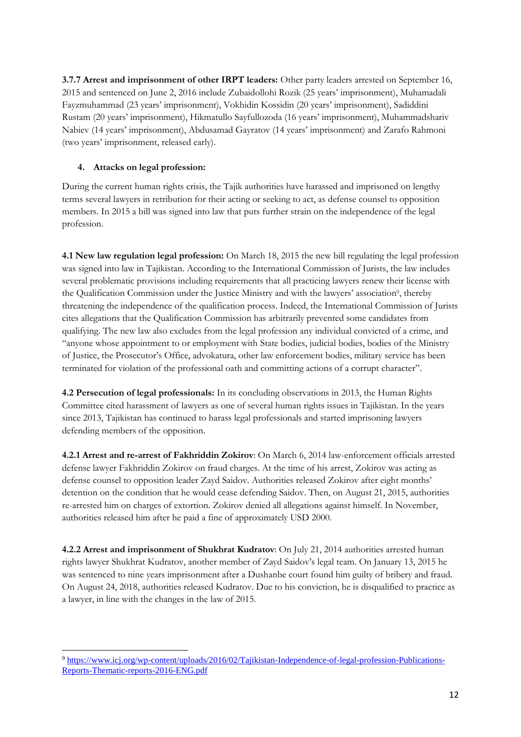**3.7.7 Arrest and imprisonment of other IRPT leaders:** Other party leaders arrested on September 16, 2015 and sentenced on June 2, 2016 include Zubaidollohi Rozik (25 years' imprisonment), Muhamadali Fayzmuhammad (23 years' imprisonment), Vokhidin Kossidin (20 years' imprisonment), Sadiddini Rustam (20 years' imprisonment), Hikmatullo Sayfullozoda (16 years' imprisonment), Muhammadshariv Nabiev (14 years' imprisonment), Abdusamad Gayratov (14 years' imprisonment) and Zarafo Rahmoni (two years' imprisonment, released early).

## 4. Attacks on legal profession:

During the current human rights crisis, the Tajik authorities have harassed and imprisoned on lengthy terms several lawyers in retribution for their acting or seeking to act, as defense counsel to opposition members. In 2015 a bill was signed into law that puts further strain on the independence of the legal profession.

**4.1 New law regulation legal profession:** On March 18, 2015 the new bill regulating the legal profession was signed into law in Tajikistan. According to the International Commission of Jurists, the law includes several problematic provisions including requirements that all practicing lawyers renew their license with the Qualification Commission under the Justice Ministry and with the lawyers' association[9], thereby threatening the independence of the qualification process. Indeed, the International Commission of Jurists cites allegations that the Qualification Commission has arbitrarily prevented some candidates from qualifying. The new law also excludes from the legal profession any individual convicted of a crime, and "anyone whose appointment to or employment with State bodies, judicial bodies, bodies of the Ministry of Justice, the Prosecutor's Office, advokatura, other law enforcement bodies, military service has been terminated for violation of the professional oath and committing actions of a corrupt character".

**4.2 Persecution of legal professionals:** In its concluding observations in 2013, the Human Rights Committee cited harassment of lawyers as one of several human rights issues in Tajikistan. In the years since 2013, Tajikistan has continued to harass legal professionals and started imprisoning lawyers defending members of the opposition.

**4.2.1 Arrest and re-arrest of Fakhriddin Zokirov**: On March 6, 2014 law-enforcement officials arrested defense lawyer Fakhriddin Zokirov on fraud charges. At the time of his arrest, Zokirov was acting as defense counsel to opposition leader Zayd Saidov. Authorities released Zokirov after eight months' detention on the condition that he would cease defending Saidov. Then, on August 21, 2015, authorities re-arrested him on charges of extortion. Zokirov denied all allegations against himself. In November, authorities released him after he paid a fine of approximately USD 2000.

**4.2.2 Arrest and imprisonment of Shukhrat Kudratov**: On July 21, 2014 authorities arrested human rights lawyer Shukhrat Kudratov, another member of Zayd Saidov's legal team. On January 13, 2015 he was sentenced to nine years imprisonment after a Dushanbe court found him guilty of bribery and fraud. On August 24, 2018, authorities released Kudratov. Due to his conviction, he is disqualified to practice as a lawyer, in line with the changes in the law of 2015.

---

[9] https://www.icj.org/wp-content/uploads/2016/02/Tajikistan-Independence-of-legal-profession-Publications-Reports-Thematic-reports-2016-ENG.pdf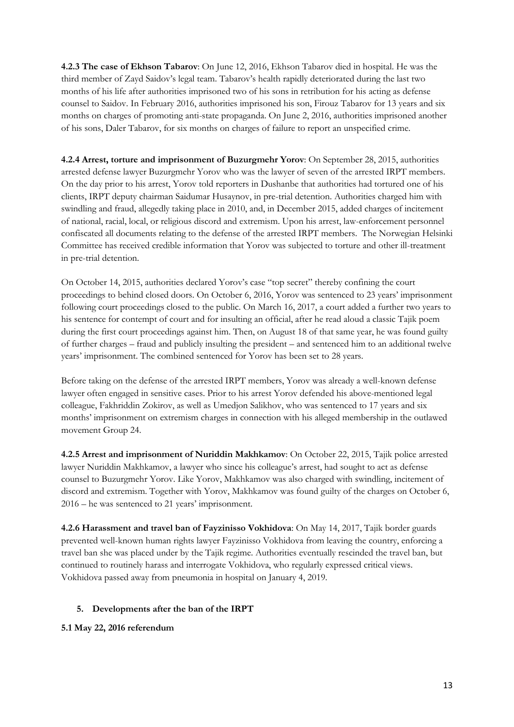**4.2.3 The case of Ekhson Tabarov**: On June 12, 2016, Ekhson Tabarov died in hospital. He was the third member of Zayd Saidov's legal team. Tabarov's health rapidly deteriorated during the last two months of his life after authorities imprisoned two of his sons in retribution for his acting as defense counsel to Saidov. In February 2016, authorities imprisoned his son, Firouz Tabarov for 13 years and six months on charges of promoting anti-state propaganda. On June 2, 2016, authorities imprisoned another of his sons, Daler Tabarov, for six months on charges of failure to report an unspecified crime.

**4.2.4 Arrest, torture and imprisonment of Buzurgmehr Yorov**: On September 28, 2015, authorities arrested defense lawyer Buzurgmehr Yorov who was the lawyer of seven of the arrested IRPT members. On the day prior to his arrest, Yorov told reporters in Dushanbe that authorities had tortured one of his clients, IRPT deputy chairman Saidumar Husaynov, in pre-trial detention. Authorities charged him with swindling and fraud, allegedly taking place in 2010, and, in December 2015, added charges of incitement of national, racial, local, or religious discord and extremism. Upon his arrest, law-enforcement personnel confiscated all documents relating to the defense of the arrested IRPT members. The Norwegian Helsinki Committee has received credible information that Yorov was subjected to torture and other ill-treatment in pre-trial detention.

On October 14, 2015, authorities declared Yorov's case "top secret" thereby confining the court proceedings to behind closed doors. On October 6, 2016, Yorov was sentenced to 23 years' imprisonment following court proceedings closed to the public. On March 16, 2017, a court added a further two years to his sentence for contempt of court and for insulting an official, after he read aloud a classic Tajik poem during the first court proceedings against him. Then, on August 18 of that same year, he was found guilty of further charges – fraud and publicly insulting the president – and sentenced him to an additional twelve years' imprisonment. The combined sentenced for Yorov has been set to 28 years.

Before taking on the defense of the arrested IRPT members, Yorov was already a well-known defense lawyer often engaged in sensitive cases. Prior to his arrest Yorov defended his above-mentioned legal colleague, Fakhriddin Zokirov, as well as Umedjon Salikhov, who was sentenced to 17 years and six months' imprisonment on extremism charges in connection with his alleged membership in the outlawed movement Group 24.

**4.2.5 Arrest and imprisonment of Nuriddin Makhkamov**: On October 22, 2015, Tajik police arrested lawyer Nuriddin Makhkamov, a lawyer who since his colleague's arrest, had sought to act as defense counsel to Buzurgmehr Yorov. Like Yorov, Makhkamov was also charged with swindling, incitement of discord and extremism. Together with Yorov, Makhkamov was found guilty of the charges on October 6, 2016 – he was sentenced to 21 years' imprisonment.

**4.2.6 Harassment and travel ban of Fayzinisso Vokhidova**: On May 14, 2017, Tajik border guards prevented well-known human rights lawyer Fayzinisso Vokhidova from leaving the country, enforcing a travel ban she was placed under by the Tajik regime. Authorities eventually rescinded the travel ban, but continued to routinely harass and interrogate Vokhidova, who regularly expressed critical views. Vokhidova passed away from pneumonia in hospital on January 4, 2019.

## 5. Developments after the ban of the IRPT

### 5.1 May 22, 2016 referendum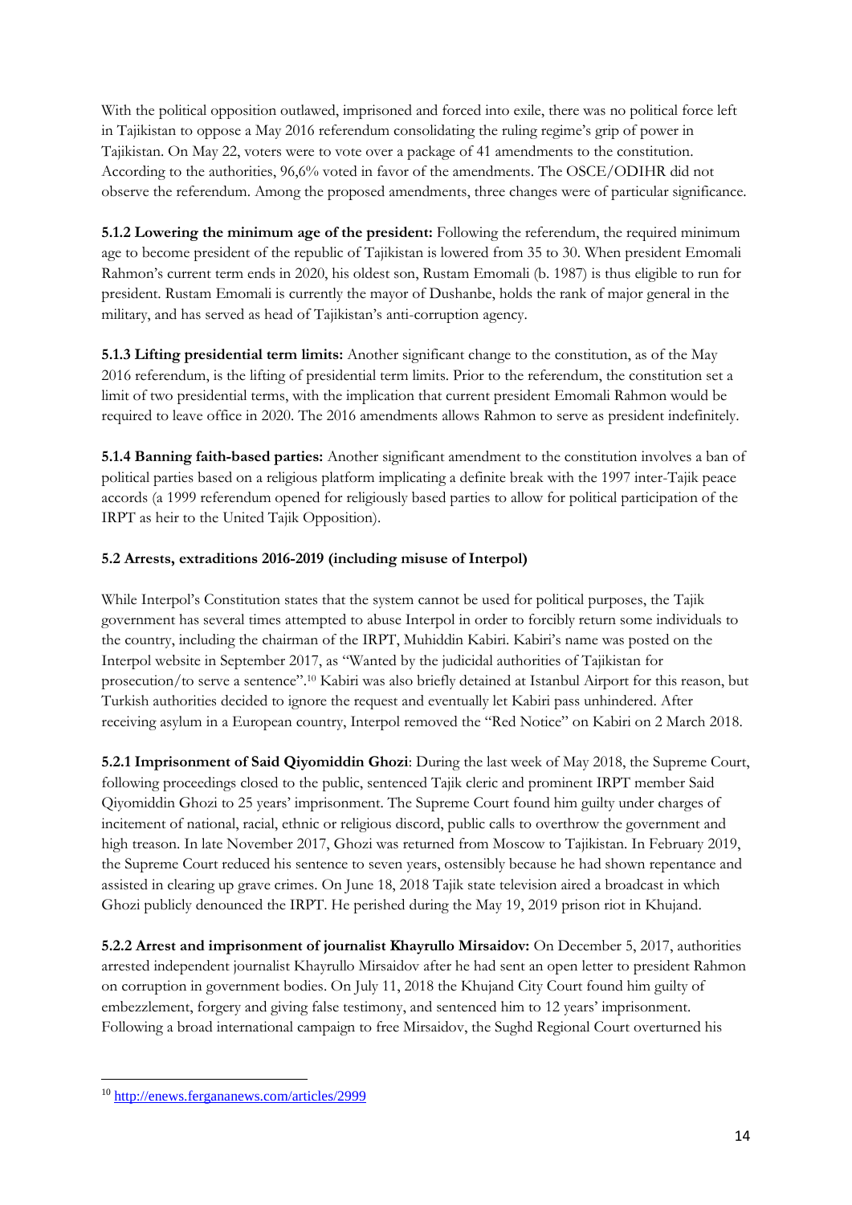With the political opposition outlawed, imprisoned and forced into exile, there was no political force left in Tajikistan to oppose a May 2016 referendum consolidating the ruling regime's grip of power in Tajikistan. On May 22, voters were to vote over a package of 41 amendments to the constitution. According to the authorities, 96,6% voted in favor of the amendments. The OSCE/ODIHR did not observe the referendum. Among the proposed amendments, three changes were of particular significance.

**5.1.2 Lowering the minimum age of the president:** Following the referendum, the required minimum age to become president of the republic of Tajikistan is lowered from 35 to 30. When president Emomali Rahmon's current term ends in 2020, his oldest son, Rustam Emomali (b. 1987) is thus eligible to run for president. Rustam Emomali is currently the mayor of Dushanbe, holds the rank of major general in the military, and has served as head of Tajikistan's anti-corruption agency.

**5.1.3 Lifting presidential term limits:** Another significant change to the constitution, as of the May 2016 referendum, is the lifting of presidential term limits. Prior to the referendum, the constitution set a limit of two presidential terms, with the implication that current president Emomali Rahmon would be required to leave office in 2020. The 2016 amendments allows Rahmon to serve as president indefinitely.

**5.1.4 Banning faith-based parties:** Another significant amendment to the constitution involves a ban of political parties based on a religious platform implicating a definite break with the 1997 inter-Tajik peace accords (a 1999 referendum opened for religiously based parties to allow for political participation of the IRPT as heir to the United Tajik Opposition).

**5.2 Arrests, extraditions 2016-2019 (including misuse of Interpol)**

While Interpol's Constitution states that the system cannot be used for political purposes, the Tajik government has several times attempted to abuse Interpol in order to forcibly return some individuals to the country, including the chairman of the IRPT, Muhiddin Kabiri. Kabiri's name was posted on the Interpol website in September 2017, as "Wanted by the judicidal authorities of Tajikistan for prosecution/to serve a sentence".[10] Kabiri was also briefly detained at Istanbul Airport for this reason, but Turkish authorities decided to ignore the request and eventually let Kabiri pass unhindered. After receiving asylum in a European country, Interpol removed the "Red Notice" on Kabiri on 2 March 2018.

**5.2.1 Imprisonment of Said Qiyomiddin Ghozi**: During the last week of May 2018, the Supreme Court, following proceedings closed to the public, sentenced Tajik cleric and prominent IRPT member Said Qiyomiddin Ghozi to 25 years' imprisonment. The Supreme Court found him guilty under charges of incitement of national, racial, ethnic or religious discord, public calls to overthrow the government and high treason. In late November 2017, Ghozi was returned from Moscow to Tajikistan. In February 2019, the Supreme Court reduced his sentence to seven years, ostensibly because he had shown repentance and assisted in clearing up grave crimes. On June 18, 2018 Tajik state television aired a broadcast in which Ghozi publicly denounced the IRPT. He perished during the May 19, 2019 prison riot in Khujand.

**5.2.2 Arrest and imprisonment of journalist Khayrullo Mirsaidov:** On December 5, 2017, authorities arrested independent journalist Khayrullo Mirsaidov after he had sent an open letter to president Rahmon on corruption in government bodies. On July 11, 2018 the Khujand City Court found him guilty of embezzlement, forgery and giving false testimony, and sentenced him to 12 years' imprisonment. Following a broad international campaign to free Mirsaidov, the Sughd Regional Court overturned his

---

[10] http://enews.fergananews.com/articles/2999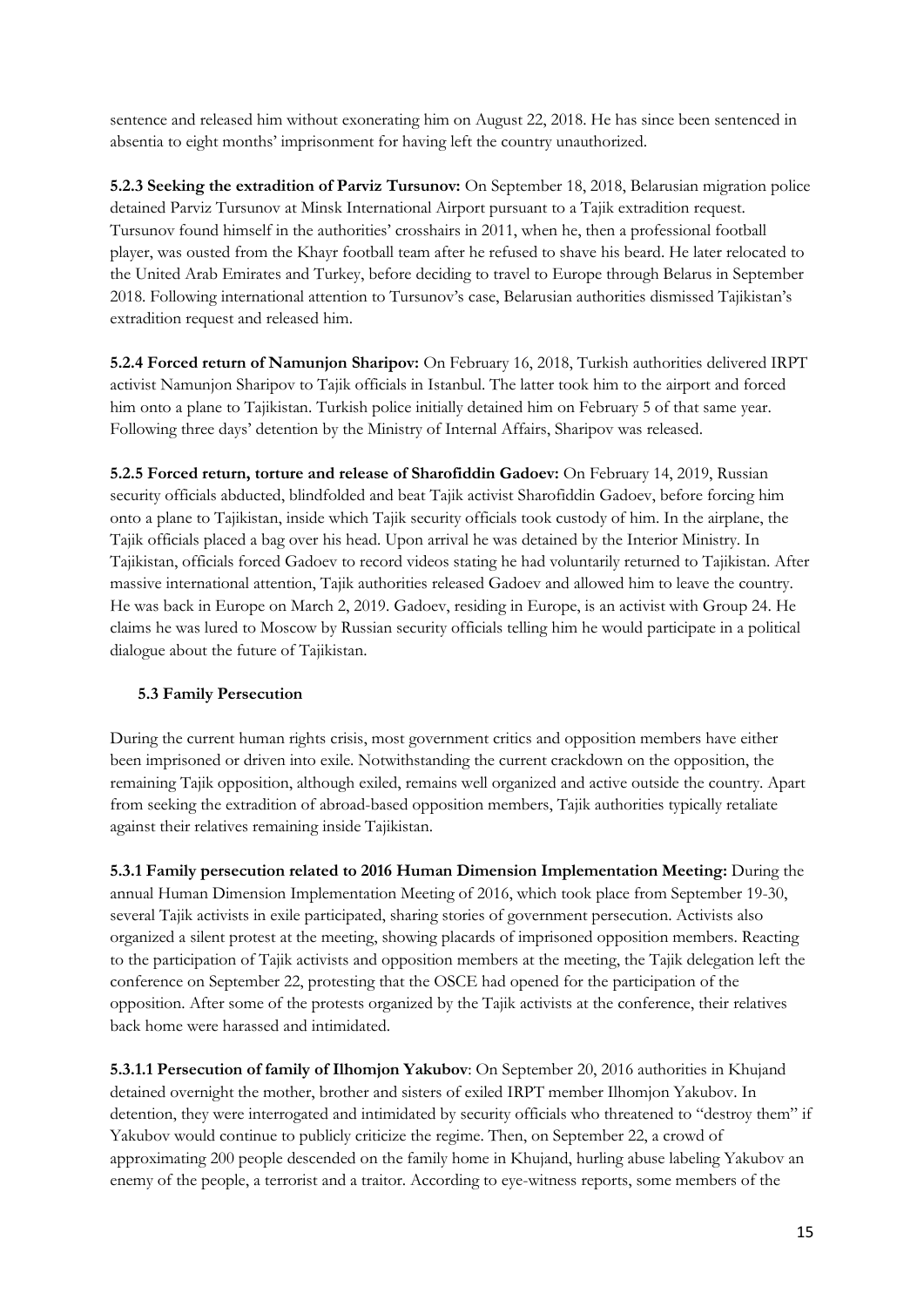sentence and released him without exonerating him on August 22, 2018. He has since been sentenced in absentia to eight months' imprisonment for having left the country unauthorized.

**5.2.3 Seeking the extradition of Parviz Tursunov:** On September 18, 2018, Belarusian migration police detained Parviz Tursunov at Minsk International Airport pursuant to a Tajik extradition request. Tursunov found himself in the authorities' crosshairs in 2011, when he, then a professional football player, was ousted from the Khayr football team after he refused to shave his beard. He later relocated to the United Arab Emirates and Turkey, before deciding to travel to Europe through Belarus in September 2018. Following international attention to Tursunov's case, Belarusian authorities dismissed Tajikistan's extradition request and released him.

**5.2.4 Forced return of Namunjon Sharipov:** On February 16, 2018, Turkish authorities delivered IRPT activist Namunjon Sharipov to Tajik officials in Istanbul. The latter took him to the airport and forced him onto a plane to Tajikistan. Turkish police initially detained him on February 5 of that same year. Following three days' detention by the Ministry of Internal Affairs, Sharipov was released.

**5.2.5 Forced return, torture and release of Sharofiddin Gadoev:** On February 14, 2019, Russian security officials abducted, blindfolded and beat Tajik activist Sharofiddin Gadoev, before forcing him onto a plane to Tajikistan, inside which Tajik security officials took custody of him. In the airplane, the Tajik officials placed a bag over his head. Upon arrival he was detained by the Interior Ministry. In Tajikistan, officials forced Gadoev to record videos stating he had voluntarily returned to Tajikistan. After massive international attention, Tajik authorities released Gadoev and allowed him to leave the country. He was back in Europe on March 2, 2019. Gadoev, residing in Europe, is an activist with Group 24. He claims he was lured to Moscow by Russian security officials telling him he would participate in a political dialogue about the future of Tajikistan.

### 5.3 Family Persecution

During the current human rights crisis, most government critics and opposition members have either been imprisoned or driven into exile. Notwithstanding the current crackdown on the opposition, the remaining Tajik opposition, although exiled, remains well organized and active outside the country. Apart from seeking the extradition of abroad-based opposition members, Tajik authorities typically retaliate against their relatives remaining inside Tajikistan.

**5.3.1 Family persecution related to 2016 Human Dimension Implementation Meeting:** During the annual Human Dimension Implementation Meeting of 2016, which took place from September 19-30, several Tajik activists in exile participated, sharing stories of government persecution. Activists also organized a silent protest at the meeting, showing placards of imprisoned opposition members. Reacting to the participation of Tajik activists and opposition members at the meeting, the Tajik delegation left the conference on September 22, protesting that the OSCE had opened for the participation of the opposition. After some of the protests organized by the Tajik activists at the conference, their relatives back home were harassed and intimidated.

**5.3.1.1 Persecution of family of Ilhomjon Yakubov**: On September 20, 2016 authorities in Khujand detained overnight the mother, brother and sisters of exiled IRPT member Ilhomjon Yakubov. In detention, they were interrogated and intimidated by security officials who threatened to "destroy them" if Yakubov would continue to publicly criticize the regime. Then, on September 22, a crowd of approximating 200 people descended on the family home in Khujand, hurling abuse labeling Yakubov an enemy of the people, a terrorist and a traitor. According to eye-witness reports, some members of the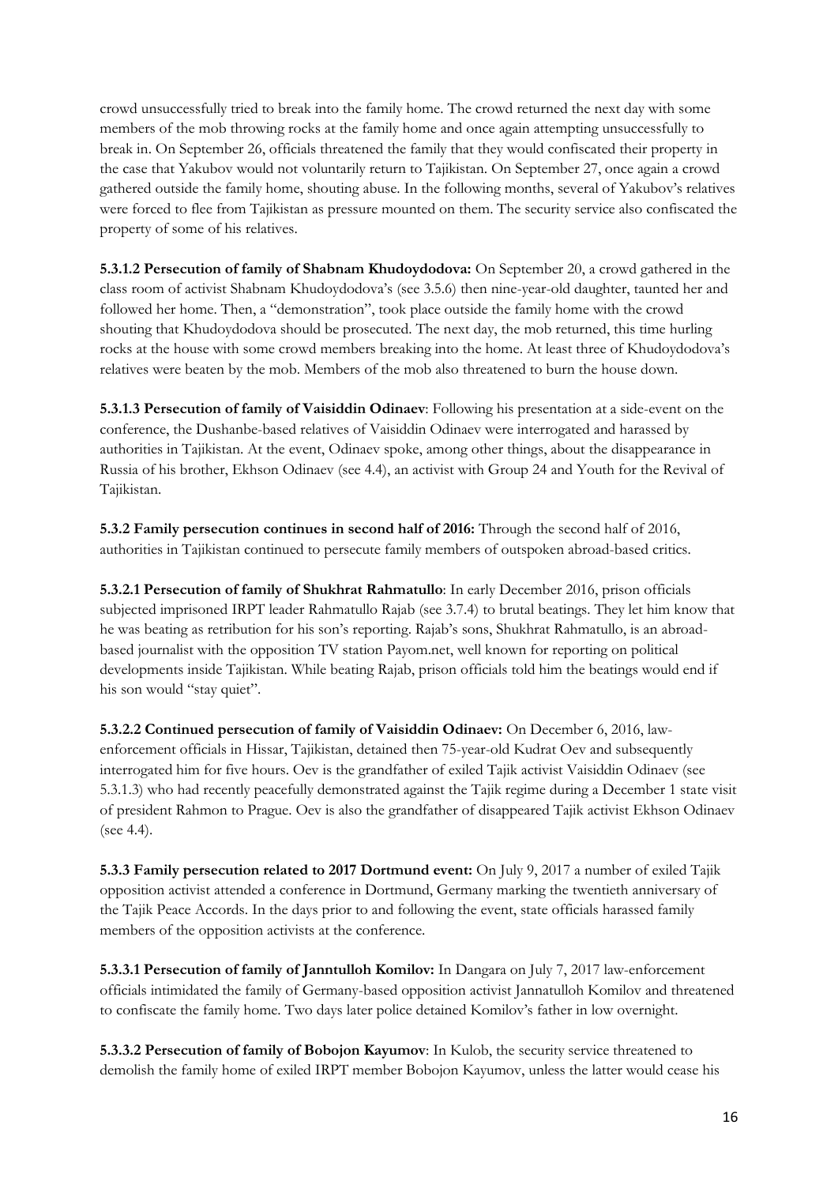crowd unsuccessfully tried to break into the family home. The crowd returned the next day with some members of the mob throwing rocks at the family home and once again attempting unsuccessfully to break in. On September 26, officials threatened the family that they would confiscated their property in the case that Yakubov would not voluntarily return to Tajikistan. On September 27, once again a crowd gathered outside the family home, shouting abuse. In the following months, several of Yakubov's relatives were forced to flee from Tajikistan as pressure mounted on them. The security service also confiscated the property of some of his relatives.

**5.3.1.2 Persecution of family of Shabnam Khudoydodova:** On September 20, a crowd gathered in the class room of activist Shabnam Khudoydodova's (see 3.5.6) then nine-year-old daughter, taunted her and followed her home. Then, a "demonstration", took place outside the family home with the crowd shouting that Khudoydodova should be prosecuted. The next day, the mob returned, this time hurling rocks at the house with some crowd members breaking into the home. At least three of Khudoydodova's relatives were beaten by the mob. Members of the mob also threatened to burn the house down.

**5.3.1.3 Persecution of family of Vaisiddin Odinaev**: Following his presentation at a side-event on the conference, the Dushanbe-based relatives of Vaisiddin Odinaev were interrogated and harassed by authorities in Tajikistan. At the event, Odinaev spoke, among other things, about the disappearance in Russia of his brother, Ekhson Odinaev (see 4.4), an activist with Group 24 and Youth for the Revival of Tajikistan.

**5.3.2 Family persecution continues in second half of 2016:** Through the second half of 2016, authorities in Tajikistan continued to persecute family members of outspoken abroad-based critics.

**5.3.2.1 Persecution of family of Shukhrat Rahmatullo**: In early December 2016, prison officials subjected imprisoned IRPT leader Rahmatullo Rajab (see 3.7.4) to brutal beatings. They let him know that he was beating as retribution for his son's reporting. Rajab's sons, Shukhrat Rahmatullo, is an abroad-based journalist with the opposition TV station Payom.net, well known for reporting on political developments inside Tajikistan. While beating Rajab, prison officials told him the beatings would end if his son would "stay quiet".

**5.3.2.2 Continued persecution of family of Vaisiddin Odinaev:** On December 6, 2016, law-enforcement officials in Hissar, Tajikistan, detained then 75-year-old Kudrat Oev and subsequently interrogated him for five hours. Oev is the grandfather of exiled Tajik activist Vaisiddin Odinaev (see 5.3.1.3) who had recently peacefully demonstrated against the Tajik regime during a December 1 state visit of president Rahmon to Prague. Oev is also the grandfather of disappeared Tajik activist Ekhson Odinaev (see 4.4).

**5.3.3 Family persecution related to 2017 Dortmund event:** On July 9, 2017 a number of exiled Tajik opposition activist attended a conference in Dortmund, Germany marking the twentieth anniversary of the Tajik Peace Accords. In the days prior to and following the event, state officials harassed family members of the opposition activists at the conference.

**5.3.3.1 Persecution of family of Janntulloh Komilov:** In Dangara on July 7, 2017 law-enforcement officials intimidated the family of Germany-based opposition activist Jannatulloh Komilov and threatened to confiscate the family home. Two days later police detained Komilov's father in low overnight.

**5.3.3.2 Persecution of family of Bobojon Kayumov**: In Kulob, the security service threatened to demolish the family home of exiled IRPT member Bobojon Kayumov, unless the latter would cease his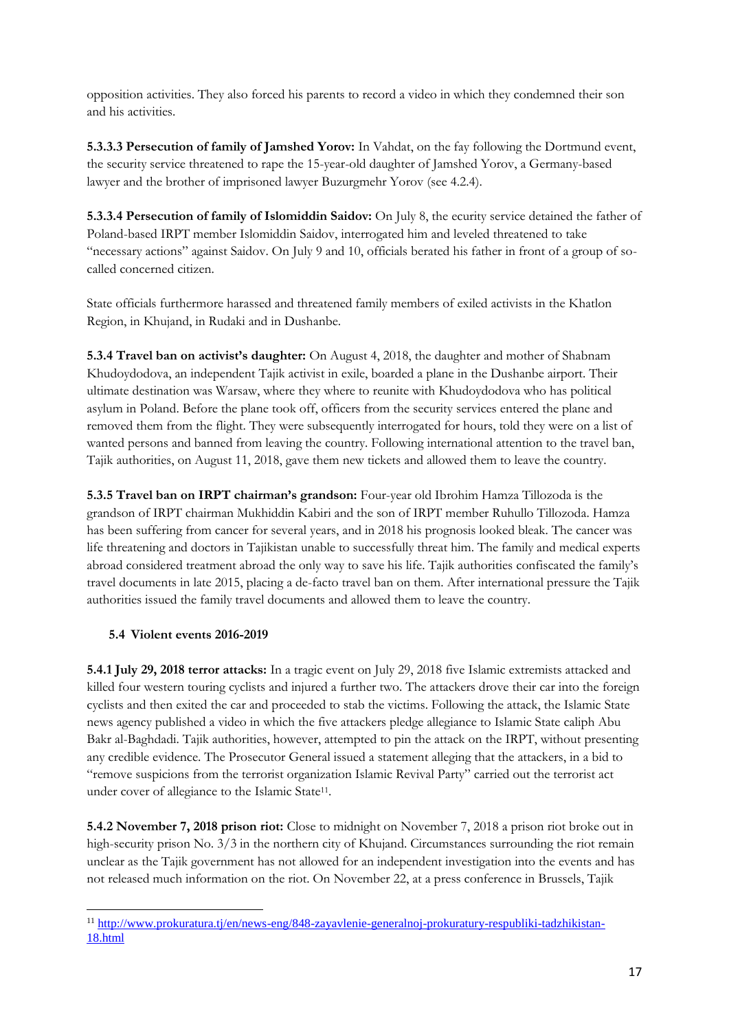opposition activities. They also forced his parents to record a video in which they condemned their son and his activities.

**5.3.3.3 Persecution of family of Jamshed Yorov:** In Vahdat, on the fay following the Dortmund event, the security service threatened to rape the 15-year-old daughter of Jamshed Yorov, a Germany-based lawyer and the brother of imprisoned lawyer Buzurgmehr Yorov (see 4.2.4).

**5.3.3.4 Persecution of family of Islomiddin Saidov:** On July 8, the ecurity service detained the father of Poland-based IRPT member Islomiddin Saidov, interrogated him and leveled threatened to take "necessary actions" against Saidov. On July 9 and 10, officials berated his father in front of a group of so-called concerned citizen.

State officials furthermore harassed and threatened family members of exiled activists in the Khatlon Region, in Khujand, in Rudaki and in Dushanbe.

**5.3.4 Travel ban on activist's daughter:** On August 4, 2018, the daughter and mother of Shabnam Khudoydodova, an independent Tajik activist in exile, boarded a plane in the Dushanbe airport. Their ultimate destination was Warsaw, where they where to reunite with Khudoydodova who has political asylum in Poland. Before the plane took off, officers from the security services entered the plane and removed them from the flight. They were subsequently interrogated for hours, told they were on a list of wanted persons and banned from leaving the country. Following international attention to the travel ban, Tajik authorities, on August 11, 2018, gave them new tickets and allowed them to leave the country.

**5.3.5 Travel ban on IRPT chairman's grandson:** Four-year old Ibrohim Hamza Tillozoda is the grandson of IRPT chairman Mukhiddin Kabiri and the son of IRPT member Ruhullo Tillozoda. Hamza has been suffering from cancer for several years, and in 2018 his prognosis looked bleak. The cancer was life threatening and doctors in Tajikistan unable to successfully threat him. The family and medical experts abroad considered treatment abroad the only way to save his life. Tajik authorities confiscated the family's travel documents in late 2015, placing a de-facto travel ban on them. After international pressure the Tajik authorities issued the family travel documents and allowed them to leave the country.

### 5.4 Violent events 2016-2019

**5.4.1 July 29, 2018 terror attacks:** In a tragic event on July 29, 2018 five Islamic extremists attacked and killed four western touring cyclists and injured a further two. The attackers drove their car into the foreign cyclists and then exited the car and proceeded to stab the victims. Following the attack, the Islamic State news agency published a video in which the five attackers pledge allegiance to Islamic State caliph Abu Bakr al-Baghdadi. Tajik authorities, however, attempted to pin the attack on the IRPT, without presenting any credible evidence. The Prosecutor General issued a statement alleging that the attackers, in a bid to "remove suspicions from the terrorist organization Islamic Revival Party" carried out the terrorist act under cover of allegiance to the Islamic State[11].

**5.4.2 November 7, 2018 prison riot:** Close to midnight on November 7, 2018 a prison riot broke out in high-security prison No. 3/3 in the northern city of Khujand. Circumstances surrounding the riot remain unclear as the Tajik government has not allowed for an independent investigation into the events and has not released much information on the riot. On November 22, at a press conference in Brussels, Tajik

---

[11] http://www.prokuratura.tj/en/news-eng/848-zayavlenie-generalnoj-prokuratury-respubliki-tadzhikistan-18.html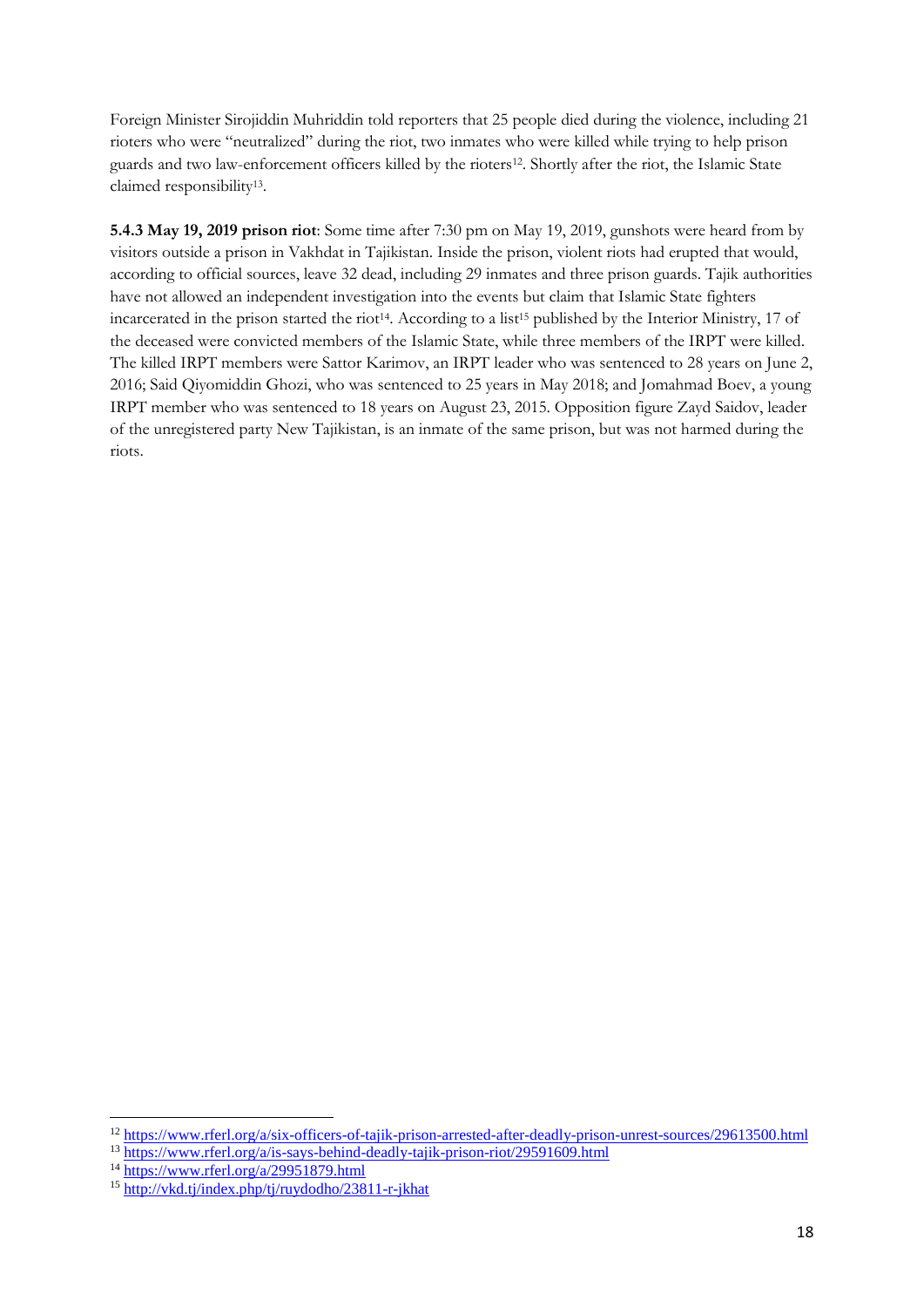Foreign Minister Sirojiddin Muhriddin told reporters that 25 people died during the violence, including 21 rioters who were "neutralized" during the riot, two inmates who were killed while trying to help prison guards and two law-enforcement officers killed by the rioters[12]. Shortly after the riot, the Islamic State claimed responsibility[13].

**5.4.3 May 19, 2019 prison riot**: Some time after 7:30 pm on May 19, 2019, gunshots were heard from by visitors outside a prison in Vakhdat in Tajikistan. Inside the prison, violent riots had erupted that would, according to official sources, leave 32 dead, including 29 inmates and three prison guards. Tajik authorities have not allowed an independent investigation into the events but claim that Islamic State fighters incarcerated in the prison started the riot[14]. According to a list[15] published by the Interior Ministry, 17 of the deceased were convicted members of the Islamic State, while three members of the IRPT were killed. The killed IRPT members were Sattor Karimov, an IRPT leader who was sentenced to 28 years on June 2, 2016; Said Qiyomiddin Ghozi, who was sentenced to 25 years in May 2018; and Jomahmad Boev, a young IRPT member who was sentenced to 18 years on August 23, 2015. Opposition figure Zayd Saidov, leader of the unregistered party New Tajikistan, is an inmate of the same prison, but was not harmed during the riots.

---

[12] https://www.rferl.org/a/six-officers-of-tajik-prison-arrested-after-deadly-prison-unrest-sources/29613500.html

[13] https://www.rferl.org/a/is-says-behind-deadly-tajik-prison-riot/29591609.html

[14] https://www.rferl.org/a/29951879.html

[15] http://vkd.tj/index.php/tj/ruydodho/23811-r-jkhat